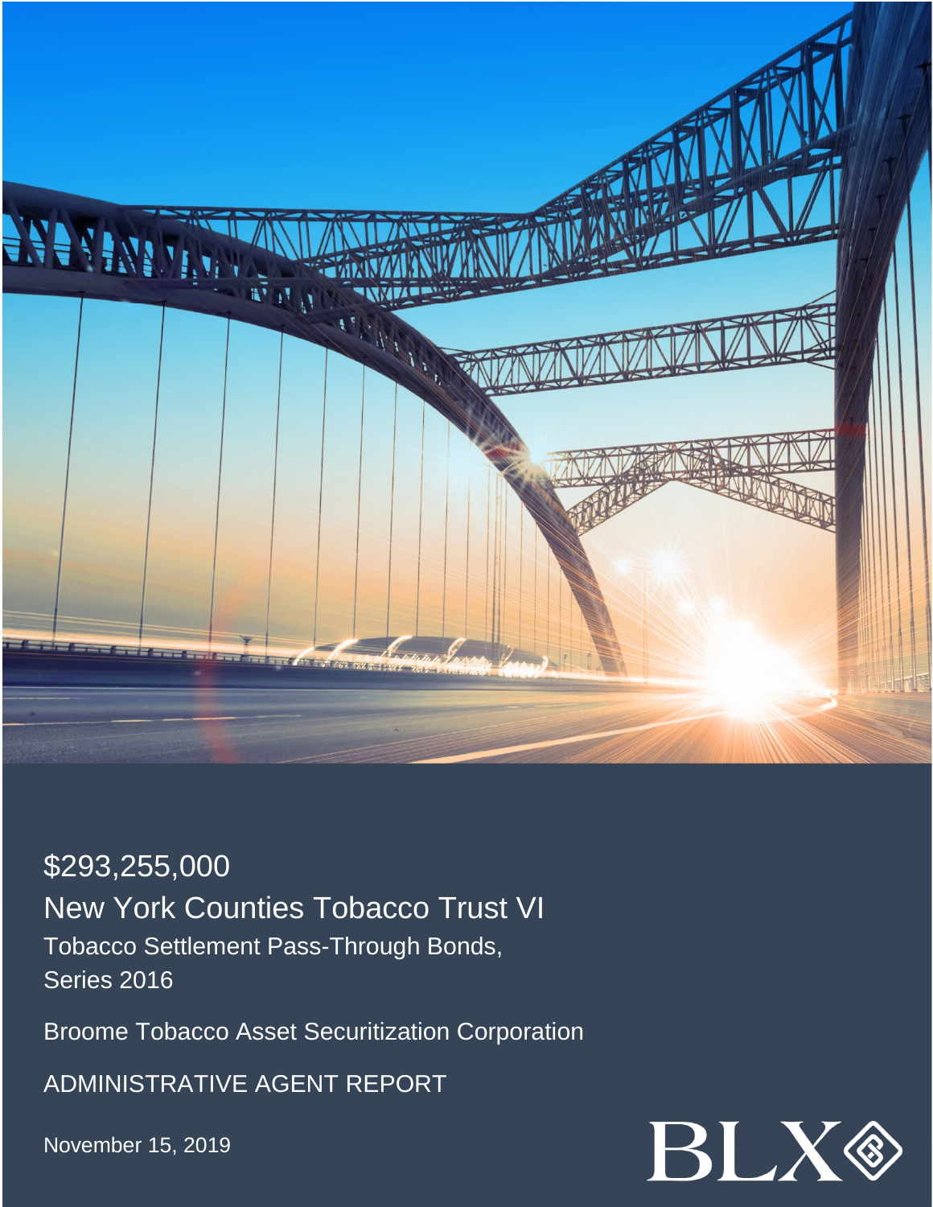$293,255,000

# New York Counties Tobacco Trust VI

Tobacco Settlement Pass-Through Bonds, Series 2016

Broome Tobacco Asset Securitization Corporation

ADMINISTRATIVE AGENT REPORT

November 15, 2019

BLX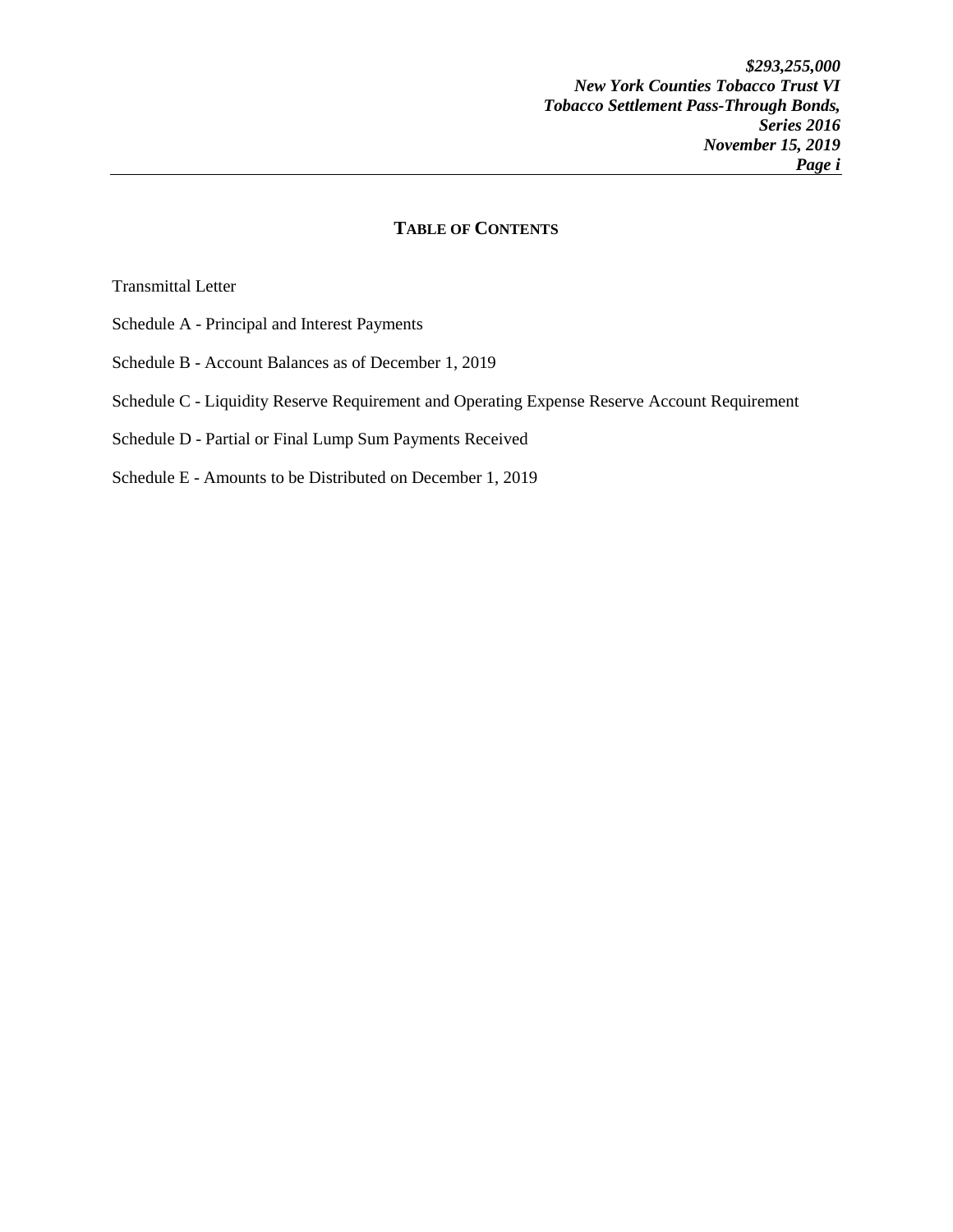## TABLE OF CONTENTS

Transmittal Letter

Schedule A - Principal and Interest Payments

Schedule B - Account Balances as of December 1, 2019

Schedule C - Liquidity Reserve Requirement and Operating Expense Reserve Account Requirement

Schedule D - Partial or Final Lump Sum Payments Received

Schedule E - Amounts to be Distributed on December 1, 2019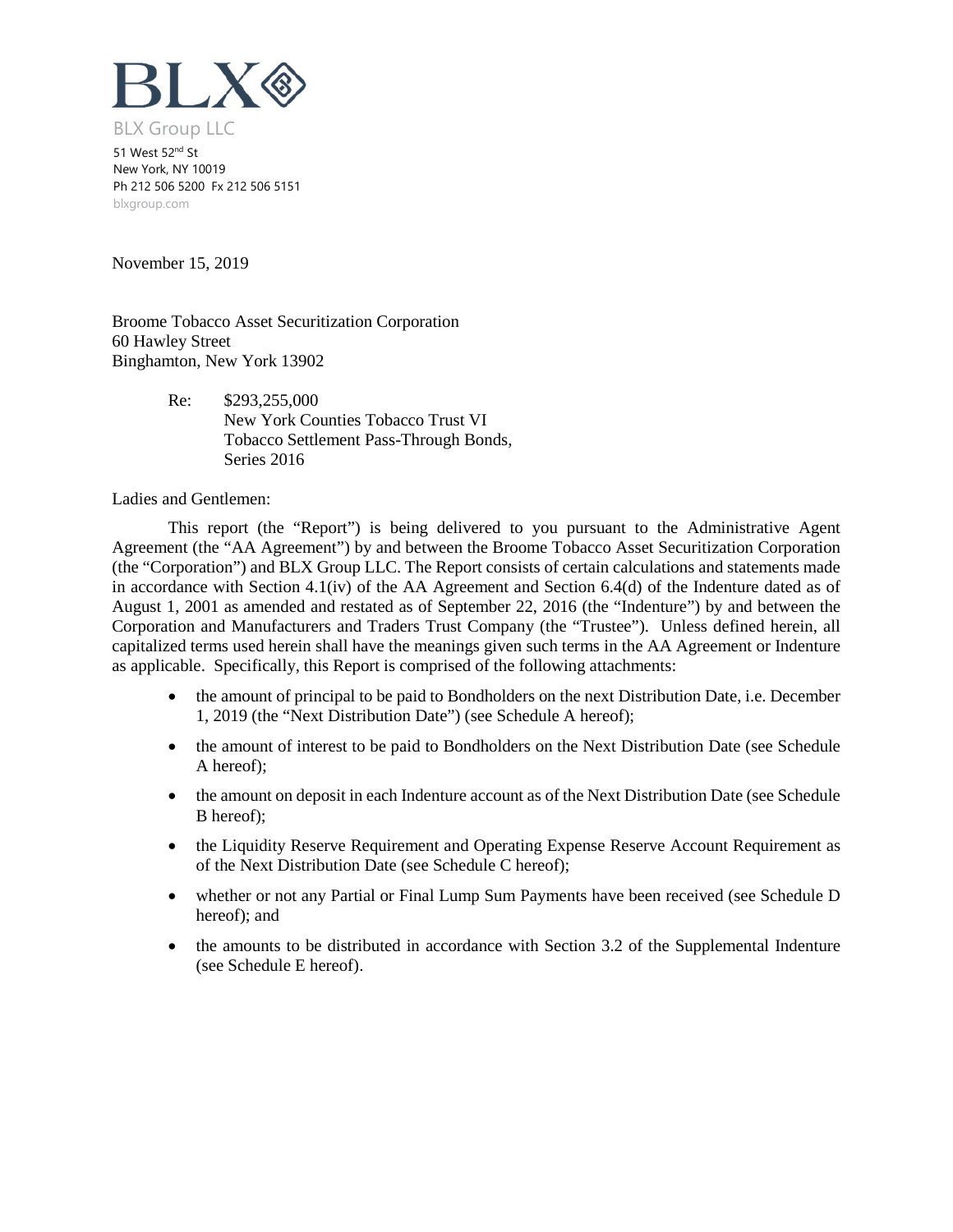BLX

BLX Group LLC

51 West 52nd St
New York, NY 10019
Ph 212 506 5200 Fx 212 506 5151
blxgroup.com

November 15, 2019

Broome Tobacco Asset Securitization Corporation
60 Hawley Street
Binghamton, New York 13902

Re: $293,255,000
New York Counties Tobacco Trust VI
Tobacco Settlement Pass-Through Bonds,
Series 2016

Ladies and Gentlemen:

This report (the "Report") is being delivered to you pursuant to the Administrative Agent Agreement (the "AA Agreement") by and between the Broome Tobacco Asset Securitization Corporation (the "Corporation") and BLX Group LLC. The Report consists of certain calculations and statements made in accordance with Section 4.1(iv) of the AA Agreement and Section 6.4(d) of the Indenture dated as of August 1, 2001 as amended and restated as of September 22, 2016 (the "Indenture") by and between the Corporation and Manufacturers and Traders Trust Company (the "Trustee"). Unless defined herein, all capitalized terms used herein shall have the meanings given such terms in the AA Agreement or Indenture as applicable. Specifically, this Report is comprised of the following attachments:

- the amount of principal to be paid to Bondholders on the next Distribution Date, i.e. December 1, 2019 (the "Next Distribution Date") (see Schedule A hereof);
- the amount of interest to be paid to Bondholders on the Next Distribution Date (see Schedule A hereof);
- the amount on deposit in each Indenture account as of the Next Distribution Date (see Schedule B hereof);
- the Liquidity Reserve Requirement and Operating Expense Reserve Account Requirement as of the Next Distribution Date (see Schedule C hereof);
- whether or not any Partial or Final Lump Sum Payments have been received (see Schedule D hereof); and
- the amounts to be distributed in accordance with Section 3.2 of the Supplemental Indenture (see Schedule E hereof).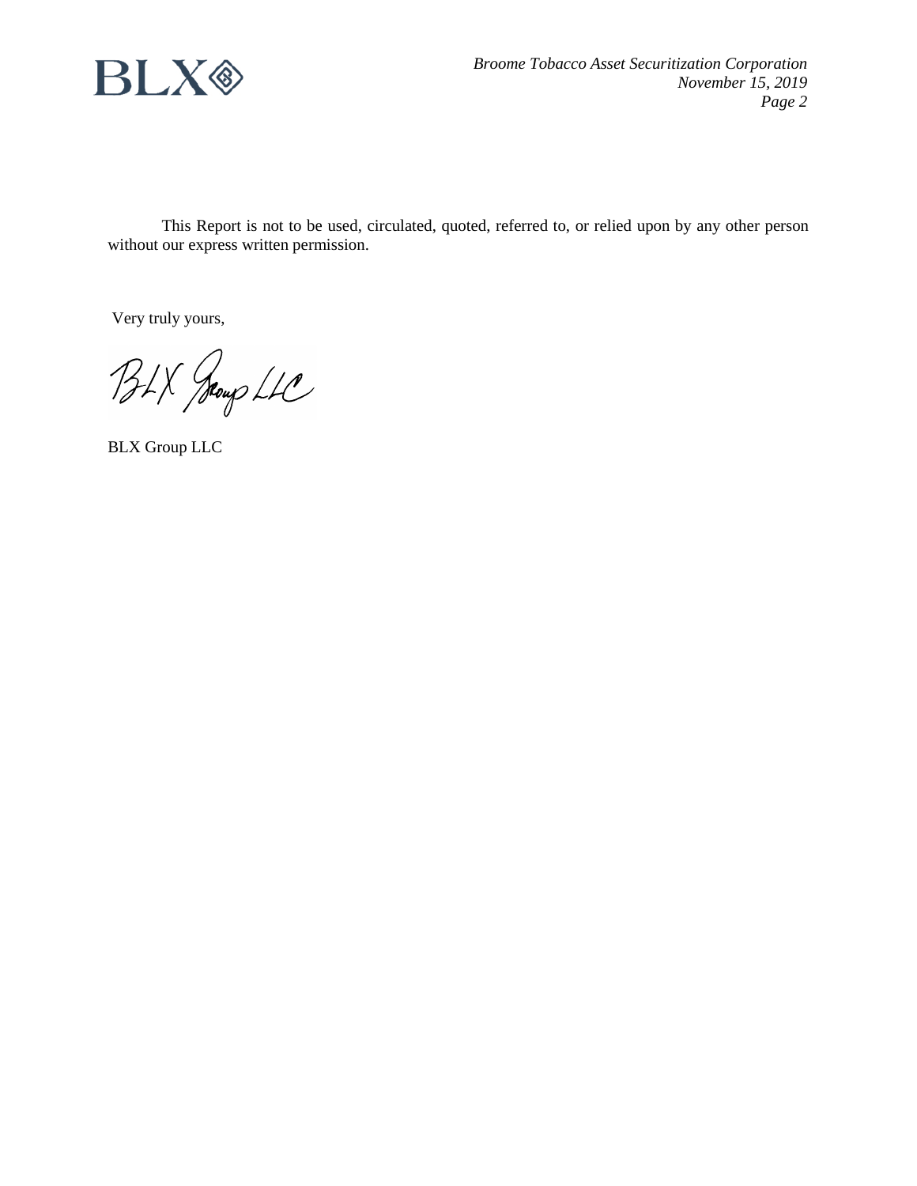This Report is not to be used, circulated, quoted, referred to, or relied upon by any other person without our express written permission.

Very truly yours,

BLX Group LLC

BLX Group LLC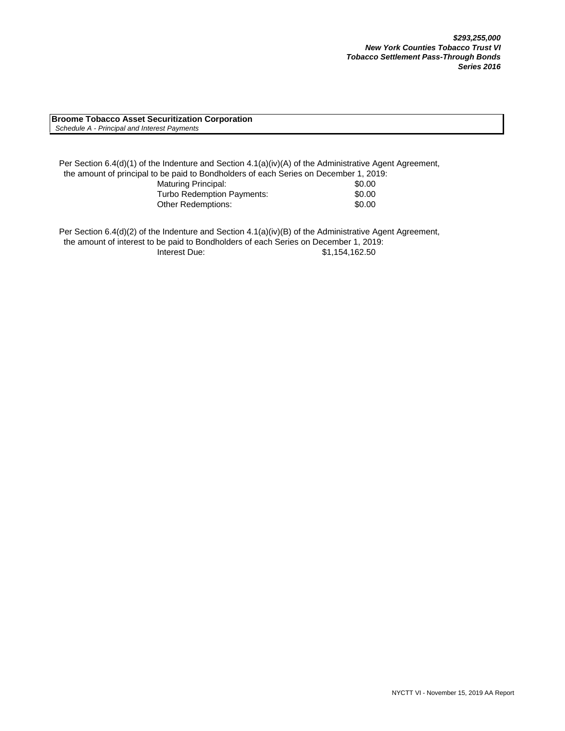***$293,255,000***
***New York Counties Tobacco Trust VI***
***Tobacco Settlement Pass-Through Bonds***
***Series 2016***

**Broome Tobacco Asset Securitization Corporation**
*Schedule A - Principal and Interest Payments*

Per Section 6.4(d)(1) of the Indenture and Section 4.1(a)(iv)(A) of the Administrative Agent Agreement, the amount of principal to be paid to Bondholders of each Series on December 1, 2019:

| | |
|---|---|
| Maturing Principal: | $0.00 |
| Turbo Redemption Payments: | $0.00 |
| Other Redemptions: | $0.00 |

Per Section 6.4(d)(2) of the Indenture and Section 4.1(a)(iv)(B) of the Administrative Agent Agreement, the amount of interest to be paid to Bondholders of each Series on December 1, 2019:

| | |
|---|---|
| Interest Due: | $1,154,162.50 |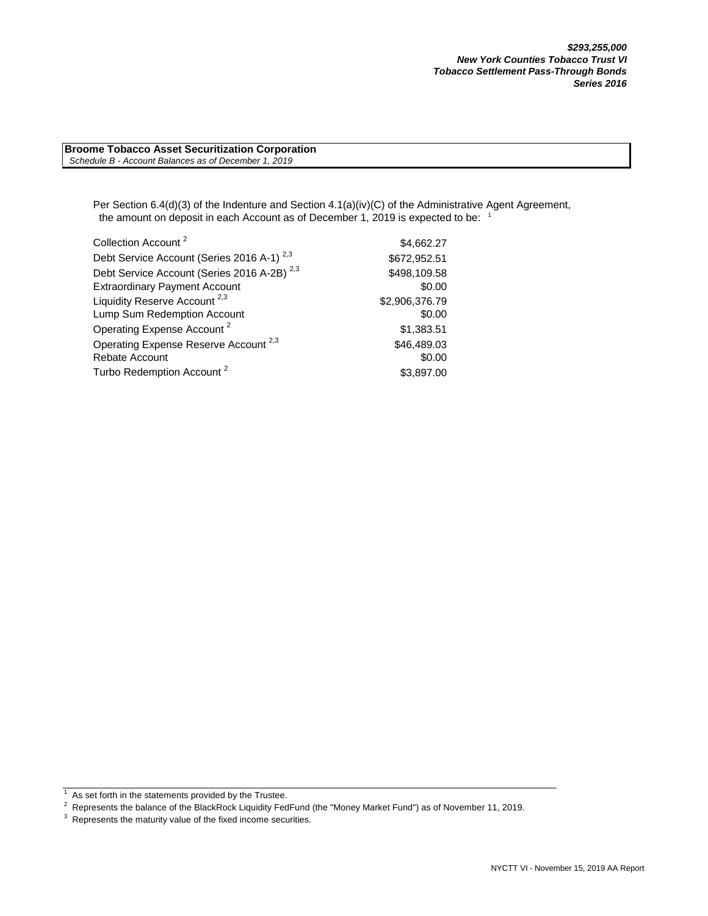***$293,255,000***
***New York Counties Tobacco Trust VI***
***Tobacco Settlement Pass-Through Bonds***
***Series 2016***

**Broome Tobacco Asset Securitization Corporation**
*Schedule B - Account Balances as of December 1, 2019*

Per Section 6.4(d)(3) of the Indenture and Section 4.1(a)(iv)(C) of the Administrative Agent Agreement, the amount on deposit in each Account as of December 1, 2019 is expected to be: [1]

| Account | Amount |
|---|---|
| Collection Account [2] | $4,662.27 |
| Debt Service Account (Series 2016 A-1) [2,3] | $672,952.51 |
| Debt Service Account (Series 2016 A-2B) [2,3] | $498,109.58 |
| Extraordinary Payment Account | $0.00 |
| Liquidity Reserve Account [2,3] | $2,906,376.79 |
| Lump Sum Redemption Account | $0.00 |
| Operating Expense Account [2] | $1,383.51 |
| Operating Expense Reserve Account [2,3] | $46,489.03 |
| Rebate Account | $0.00 |
| Turbo Redemption Account [2] | $3,897.00 |

[1] As set forth in the statements provided by the Trustee.

[2] Represents the balance of the BlackRock Liquidity FedFund (the "Money Market Fund") as of November 11, 2019.

[3] Represents the maturity value of the fixed income securities.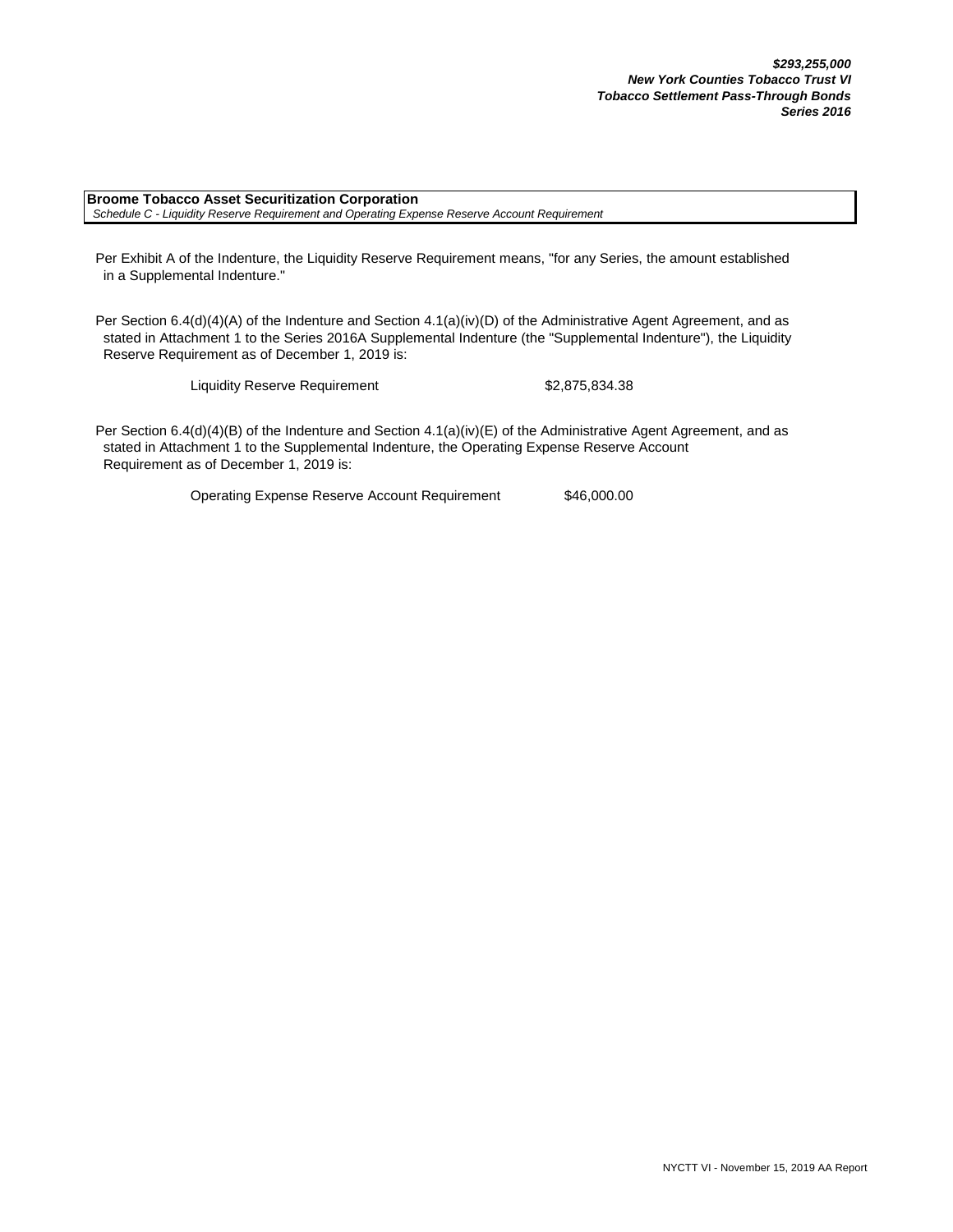***$293,255,000***
***New York Counties Tobacco Trust VI***
***Tobacco Settlement Pass-Through Bonds***
***Series 2016***

**Broome Tobacco Asset Securitization Corporation**
*Schedule C - Liquidity Reserve Requirement and Operating Expense Reserve Account Requirement*

Per Exhibit A of the Indenture, the Liquidity Reserve Requirement means, "for any Series, the amount established in a Supplemental Indenture."

Per Section 6.4(d)(4)(A) of the Indenture and Section 4.1(a)(iv)(D) of the Administrative Agent Agreement, and as stated in Attachment 1 to the Series 2016A Supplemental Indenture (the "Supplemental Indenture"), the Liquidity Reserve Requirement as of December 1, 2019 is:

| | |
|---|---|
| Liquidity Reserve Requirement | $2,875,834.38 |

Per Section 6.4(d)(4)(B) of the Indenture and Section 4.1(a)(iv)(E) of the Administrative Agent Agreement, and as stated in Attachment 1 to the Supplemental Indenture, the Operating Expense Reserve Account Requirement as of December 1, 2019 is:

| | |
|---|---|
| Operating Expense Reserve Account Requirement | $46,000.00 |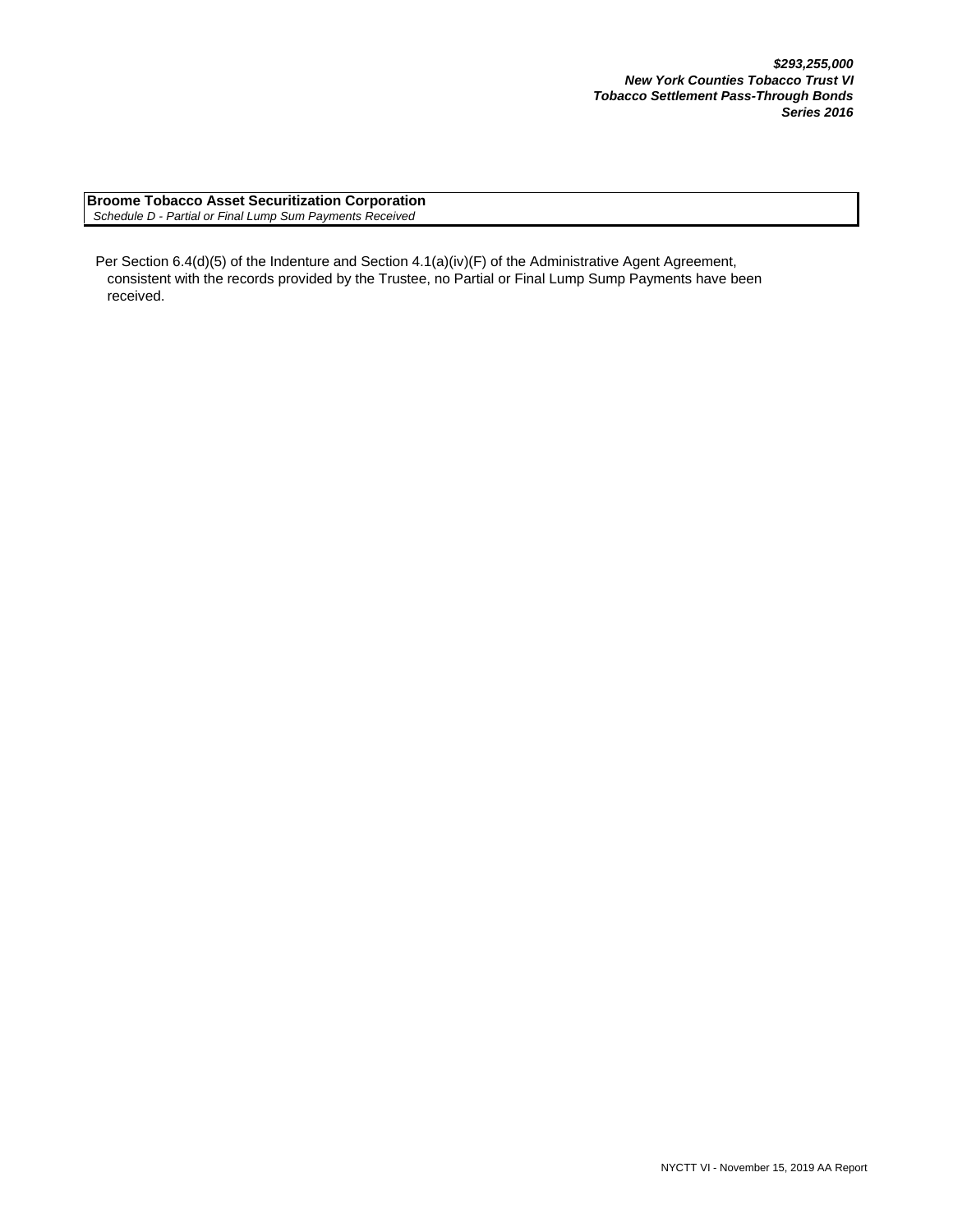***$293,255,000***
***New York Counties Tobacco Trust VI***
***Tobacco Settlement Pass-Through Bonds***
***Series 2016***

**Broome Tobacco Asset Securitization Corporation**
*Schedule D - Partial or Final Lump Sum Payments Received*

Per Section 6.4(d)(5) of the Indenture and Section 4.1(a)(iv)(F) of the Administrative Agent Agreement, consistent with the records provided by the Trustee, no Partial or Final Lump Sump Payments have been received.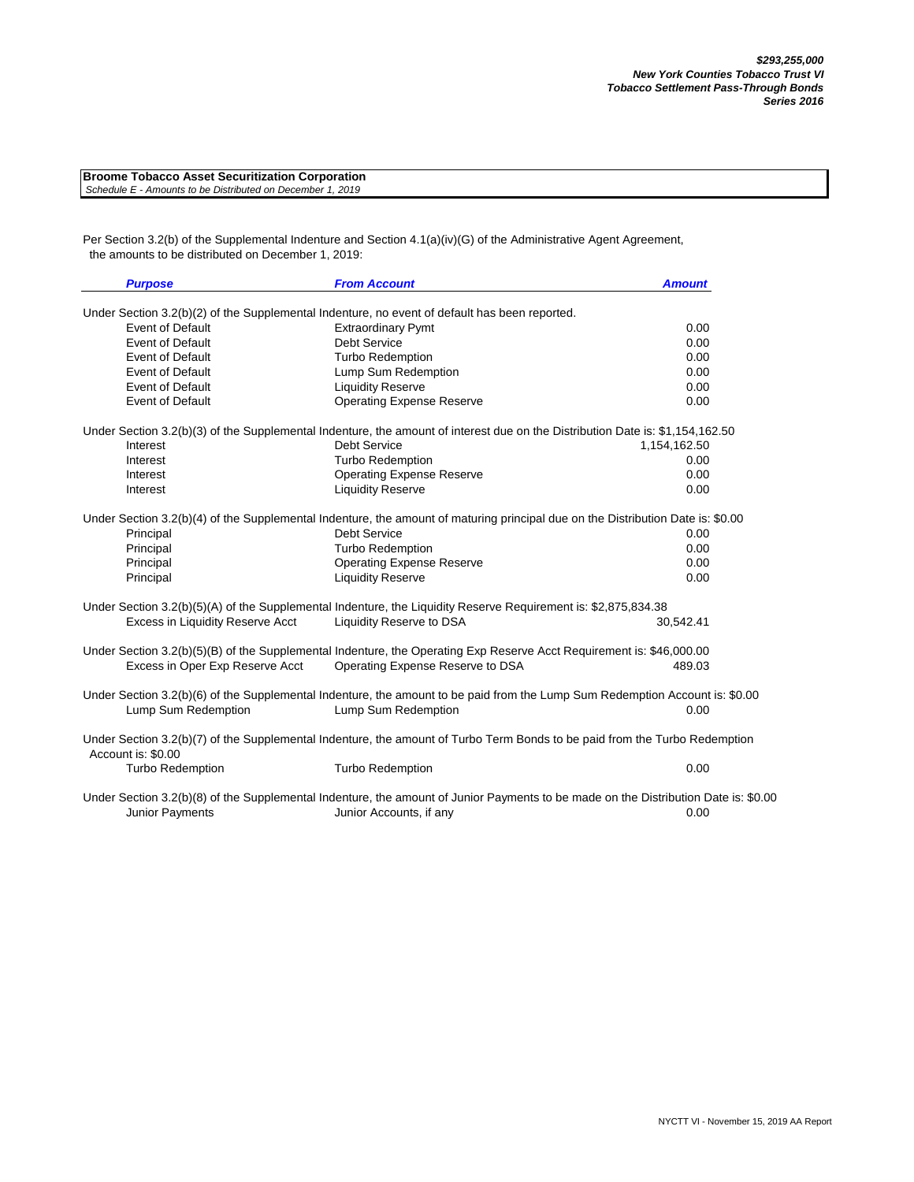**$293,255,000**
***New York Counties Tobacco Trust VI***
***Tobacco Settlement Pass-Through Bonds***
***Series 2016***

**Broome Tobacco Asset Securitization Corporation**
*Schedule E - Amounts to be Distributed on December 1, 2019*

Per Section 3.2(b) of the Supplemental Indenture and Section 4.1(a)(iv)(G) of the Administrative Agent Agreement, the amounts to be distributed on December 1, 2019:

| *Purpose* | *From Account* | *Amount* |
|---|---|---|
| Under Section 3.2(b)(2) of the Supplemental Indenture, no event of default has been reported. | | |
| Event of Default | Extraordinary Pymt | 0.00 |
| Event of Default | Debt Service | 0.00 |
| Event of Default | Turbo Redemption | 0.00 |
| Event of Default | Lump Sum Redemption | 0.00 |
| Event of Default | Liquidity Reserve | 0.00 |
| Event of Default | Operating Expense Reserve | 0.00 |
| Under Section 3.2(b)(3) of the Supplemental Indenture, the amount of interest due on the Distribution Date is: $1,154,162.50 | | |
| Interest | Debt Service | 1,154,162.50 |
| Interest | Turbo Redemption | 0.00 |
| Interest | Operating Expense Reserve | 0.00 |
| Interest | Liquidity Reserve | 0.00 |
| Under Section 3.2(b)(4) of the Supplemental Indenture, the amount of maturing principal due on the Distribution Date is: $0.00 | | |
| Principal | Debt Service | 0.00 |
| Principal | Turbo Redemption | 0.00 |
| Principal | Operating Expense Reserve | 0.00 |
| Principal | Liquidity Reserve | 0.00 |
| Under Section 3.2(b)(5)(A) of the Supplemental Indenture, the Liquidity Reserve Requirement is: $2,875,834.38 | | |
| Excess in Liquidity Reserve Acct | Liquidity Reserve to DSA | 30,542.41 |
| Under Section 3.2(b)(5)(B) of the Supplemental Indenture, the Operating Exp Reserve Acct Requirement is: $46,000.00 | | |
| Excess in Oper Exp Reserve Acct | Operating Expense Reserve to DSA | 489.03 |
| Under Section 3.2(b)(6) of the Supplemental Indenture, the amount to be paid from the Lump Sum Redemption Account is: $0.00 | | |
| Lump Sum Redemption | Lump Sum Redemption | 0.00 |
| Under Section 3.2(b)(7) of the Supplemental Indenture, the amount of Turbo Term Bonds to be paid from the Turbo Redemption Account is: $0.00 | | |
| Turbo Redemption | Turbo Redemption | 0.00 |
| Under Section 3.2(b)(8) of the Supplemental Indenture, the amount of Junior Payments to be made on the Distribution Date is: $0.00 | | |
| Junior Payments | Junior Accounts, if any | 0.00 |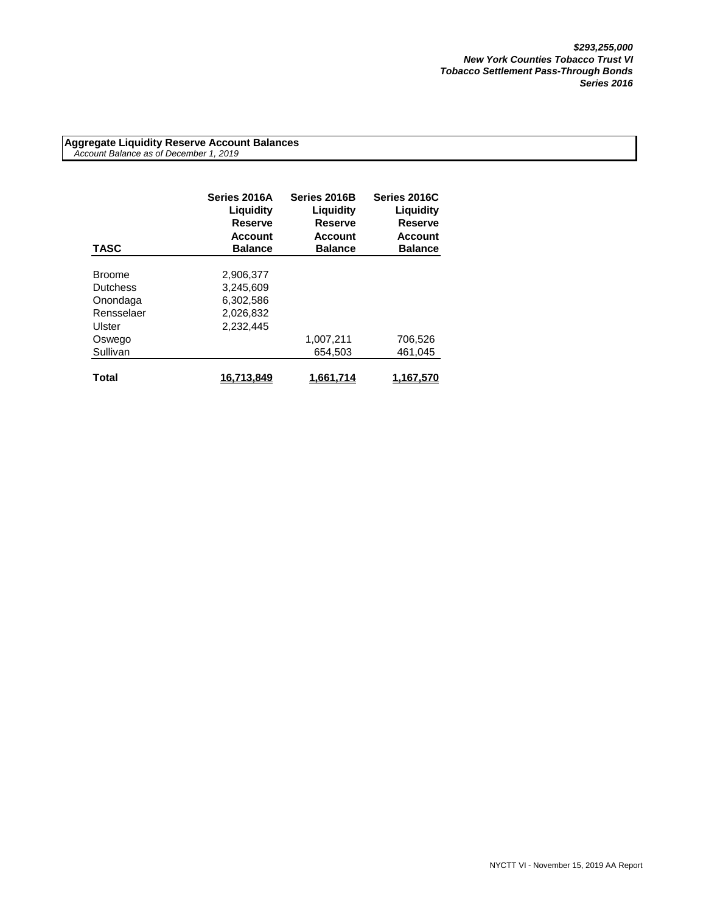***$293,255,000***
***New York Counties Tobacco Trust VI***
***Tobacco Settlement Pass-Through Bonds***
***Series 2016***

**Aggregate Liquidity Reserve Account Balances**
*Account Balance as of December 1, 2019*

| TASC | Series 2016A Liquidity Reserve Account Balance | Series 2016B Liquidity Reserve Account Balance | Series 2016C Liquidity Reserve Account Balance |
|---|---|---|---|
| Broome | 2,906,377 | | |
| Dutchess | 3,245,609 | | |
| Onondaga | 6,302,586 | | |
| Rensselaer | 2,026,832 | | |
| Ulster | 2,232,445 | | |
| Oswego | | 1,007,211 | 706,526 |
| Sullivan | | 654,503 | 461,045 |
| **Total** | **16,713,849** | **1,661,714** | **1,167,570** |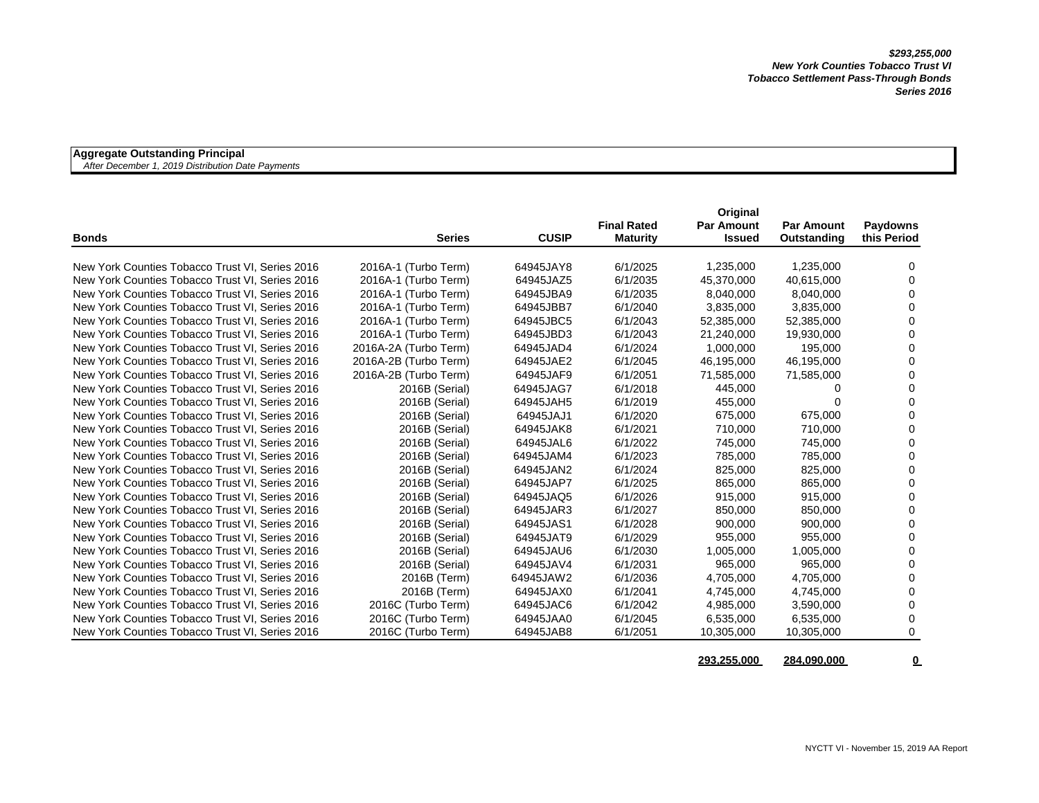***$293,255,000***
***New York Counties Tobacco Trust VI***
***Tobacco Settlement Pass-Through Bonds***
***Series 2016***

**Aggregate Outstanding Principal**
*After December 1, 2019 Distribution Date Payments*

| Bonds | Series | CUSIP | Final Rated Maturity | Original Par Amount Issued | Par Amount Outstanding | Paydowns this Period |
|---|---|---|---|---|---|---|
| New York Counties Tobacco Trust VI, Series 2016 | 2016A-1 (Turbo Term) | 64945JAY8 | 6/1/2025 | 1,235,000 | 1,235,000 | 0 |
| New York Counties Tobacco Trust VI, Series 2016 | 2016A-1 (Turbo Term) | 64945JAZ5 | 6/1/2035 | 45,370,000 | 40,615,000 | 0 |
| New York Counties Tobacco Trust VI, Series 2016 | 2016A-1 (Turbo Term) | 64945JBA9 | 6/1/2035 | 8,040,000 | 8,040,000 | 0 |
| New York Counties Tobacco Trust VI, Series 2016 | 2016A-1 (Turbo Term) | 64945JBB7 | 6/1/2040 | 3,835,000 | 3,835,000 | 0 |
| New York Counties Tobacco Trust VI, Series 2016 | 2016A-1 (Turbo Term) | 64945JBC5 | 6/1/2043 | 52,385,000 | 52,385,000 | 0 |
| New York Counties Tobacco Trust VI, Series 2016 | 2016A-1 (Turbo Term) | 64945JBD3 | 6/1/2043 | 21,240,000 | 19,930,000 | 0 |
| New York Counties Tobacco Trust VI, Series 2016 | 2016A-2A (Turbo Term) | 64945JAD4 | 6/1/2024 | 1,000,000 | 195,000 | 0 |
| New York Counties Tobacco Trust VI, Series 2016 | 2016A-2B (Turbo Term) | 64945JAE2 | 6/1/2045 | 46,195,000 | 46,195,000 | 0 |
| New York Counties Tobacco Trust VI, Series 2016 | 2016A-2B (Turbo Term) | 64945JAF9 | 6/1/2051 | 71,585,000 | 71,585,000 | 0 |
| New York Counties Tobacco Trust VI, Series 2016 | 2016B (Serial) | 64945JAG7 | 6/1/2018 | 445,000 | 0 | 0 |
| New York Counties Tobacco Trust VI, Series 2016 | 2016B (Serial) | 64945JAH5 | 6/1/2019 | 455,000 | 0 | 0 |
| New York Counties Tobacco Trust VI, Series 2016 | 2016B (Serial) | 64945JAJ1 | 6/1/2020 | 675,000 | 675,000 | 0 |
| New York Counties Tobacco Trust VI, Series 2016 | 2016B (Serial) | 64945JAK8 | 6/1/2021 | 710,000 | 710,000 | 0 |
| New York Counties Tobacco Trust VI, Series 2016 | 2016B (Serial) | 64945JAL6 | 6/1/2022 | 745,000 | 745,000 | 0 |
| New York Counties Tobacco Trust VI, Series 2016 | 2016B (Serial) | 64945JAM4 | 6/1/2023 | 785,000 | 785,000 | 0 |
| New York Counties Tobacco Trust VI, Series 2016 | 2016B (Serial) | 64945JAN2 | 6/1/2024 | 825,000 | 825,000 | 0 |
| New York Counties Tobacco Trust VI, Series 2016 | 2016B (Serial) | 64945JAP7 | 6/1/2025 | 865,000 | 865,000 | 0 |
| New York Counties Tobacco Trust VI, Series 2016 | 2016B (Serial) | 64945JAQ5 | 6/1/2026 | 915,000 | 915,000 | 0 |
| New York Counties Tobacco Trust VI, Series 2016 | 2016B (Serial) | 64945JAR3 | 6/1/2027 | 850,000 | 850,000 | 0 |
| New York Counties Tobacco Trust VI, Series 2016 | 2016B (Serial) | 64945JAS1 | 6/1/2028 | 900,000 | 900,000 | 0 |
| New York Counties Tobacco Trust VI, Series 2016 | 2016B (Serial) | 64945JAT9 | 6/1/2029 | 955,000 | 955,000 | 0 |
| New York Counties Tobacco Trust VI, Series 2016 | 2016B (Serial) | 64945JAU6 | 6/1/2030 | 1,005,000 | 1,005,000 | 0 |
| New York Counties Tobacco Trust VI, Series 2016 | 2016B (Serial) | 64945JAV4 | 6/1/2031 | 965,000 | 965,000 | 0 |
| New York Counties Tobacco Trust VI, Series 2016 | 2016B (Term) | 64945JAW2 | 6/1/2036 | 4,705,000 | 4,705,000 | 0 |
| New York Counties Tobacco Trust VI, Series 2016 | 2016B (Term) | 64945JAX0 | 6/1/2041 | 4,745,000 | 4,745,000 | 0 |
| New York Counties Tobacco Trust VI, Series 2016 | 2016C (Turbo Term) | 64945JAC6 | 6/1/2042 | 4,985,000 | 3,590,000 | 0 |
| New York Counties Tobacco Trust VI, Series 2016 | 2016C (Turbo Term) | 64945JAA0 | 6/1/2045 | 6,535,000 | 6,535,000 | 0 |
| New York Counties Tobacco Trust VI, Series 2016 | 2016C (Turbo Term) | 64945JAB8 | 6/1/2051 | 10,305,000 | 10,305,000 | 0 |
| | | | | **293,255,000** | **284,090,000** | **0** |

NYCTT VI - November 15, 2019 AA Report